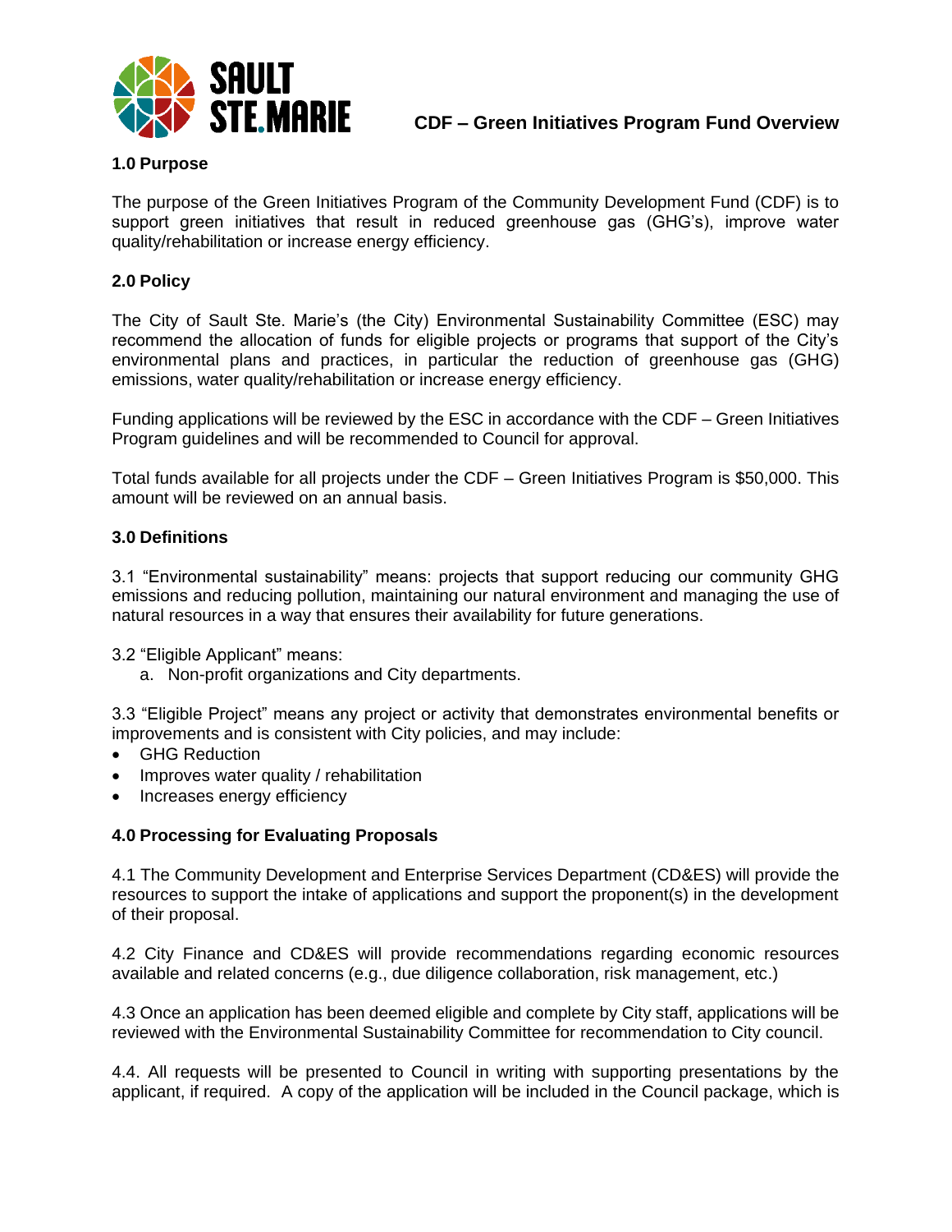# CDF – Green Initiatives Program Fund Overview

## 1.0 Purpose

The purpose of the Green Initiatives Program of the Community Development Fund (CDF) is to support green initiatives that result in reduced greenhouse gas (GHG's), improve water quality/rehabilitation or increase energy efficiency.

## 2.0 Policy

The City of Sault Ste. Marie's (the City) Environmental Sustainability Committee (ESC) may recommend the allocation of funds for eligible projects or programs that support of the City's environmental plans and practices, in particular the reduction of greenhouse gas (GHG) emissions, water quality/rehabilitation or increase energy efficiency.

Funding applications will be reviewed by the ESC in accordance with the CDF – Green Initiatives Program guidelines and will be recommended to Council for approval.

Total funds available for all projects under the CDF – Green Initiatives Program is $50,000. This amount will be reviewed on an annual basis.

## 3.0 Definitions

3.1 "Environmental sustainability" means: projects that support reducing our community GHG emissions and reducing pollution, maintaining our natural environment and managing the use of natural resources in a way that ensures their availability for future generations.

3.2 "Eligible Applicant" means:

a. Non-profit organizations and City departments.

3.3 "Eligible Project" means any project or activity that demonstrates environmental benefits or improvements and is consistent with City policies, and may include:

- GHG Reduction
- Improves water quality / rehabilitation
- Increases energy efficiency

## 4.0 Processing for Evaluating Proposals

4.1 The Community Development and Enterprise Services Department (CD&ES) will provide the resources to support the intake of applications and support the proponent(s) in the development of their proposal.

4.2 City Finance and CD&ES will provide recommendations regarding economic resources available and related concerns (e.g., due diligence collaboration, risk management, etc.)

4.3 Once an application has been deemed eligible and complete by City staff, applications will be reviewed with the Environmental Sustainability Committee for recommendation to City council.

4.4. All requests will be presented to Council in writing with supporting presentations by the applicant, if required. A copy of the application will be included in the Council package, which is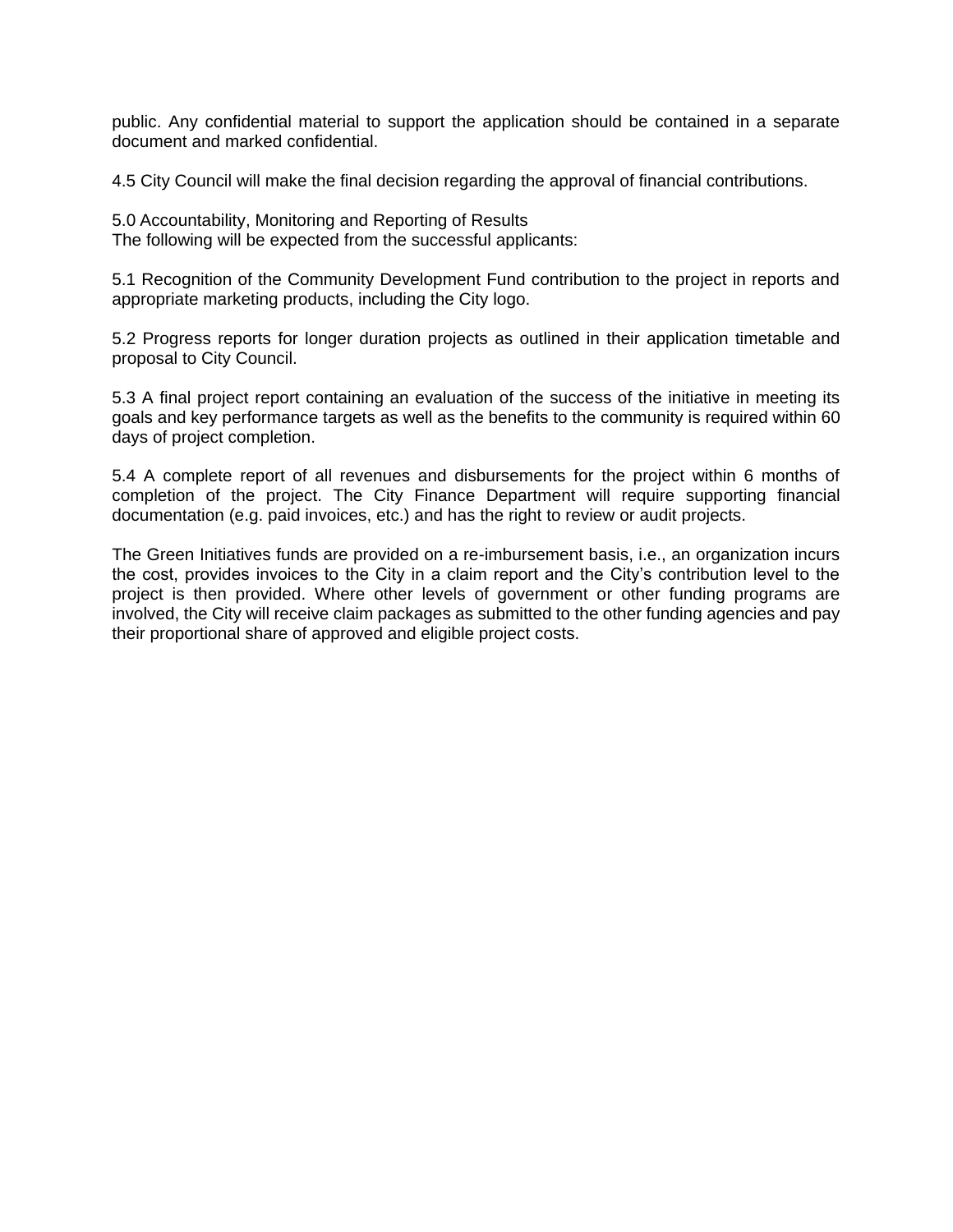public. Any confidential material to support the application should be contained in a separate document and marked confidential.

4.5 City Council will make the final decision regarding the approval of financial contributions.

## 5.0 Accountability, Monitoring and Reporting of Results

The following will be expected from the successful applicants:

5.1 Recognition of the Community Development Fund contribution to the project in reports and appropriate marketing products, including the City logo.

5.2 Progress reports for longer duration projects as outlined in their application timetable and proposal to City Council.

5.3 A final project report containing an evaluation of the success of the initiative in meeting its goals and key performance targets as well as the benefits to the community is required within 60 days of project completion.

5.4 A complete report of all revenues and disbursements for the project within 6 months of completion of the project. The City Finance Department will require supporting financial documentation (e.g. paid invoices, etc.) and has the right to review or audit projects.

The Green Initiatives funds are provided on a re-imbursement basis, i.e., an organization incurs the cost, provides invoices to the City in a claim report and the City's contribution level to the project is then provided. Where other levels of government or other funding programs are involved, the City will receive claim packages as submitted to the other funding agencies and pay their proportional share of approved and eligible project costs.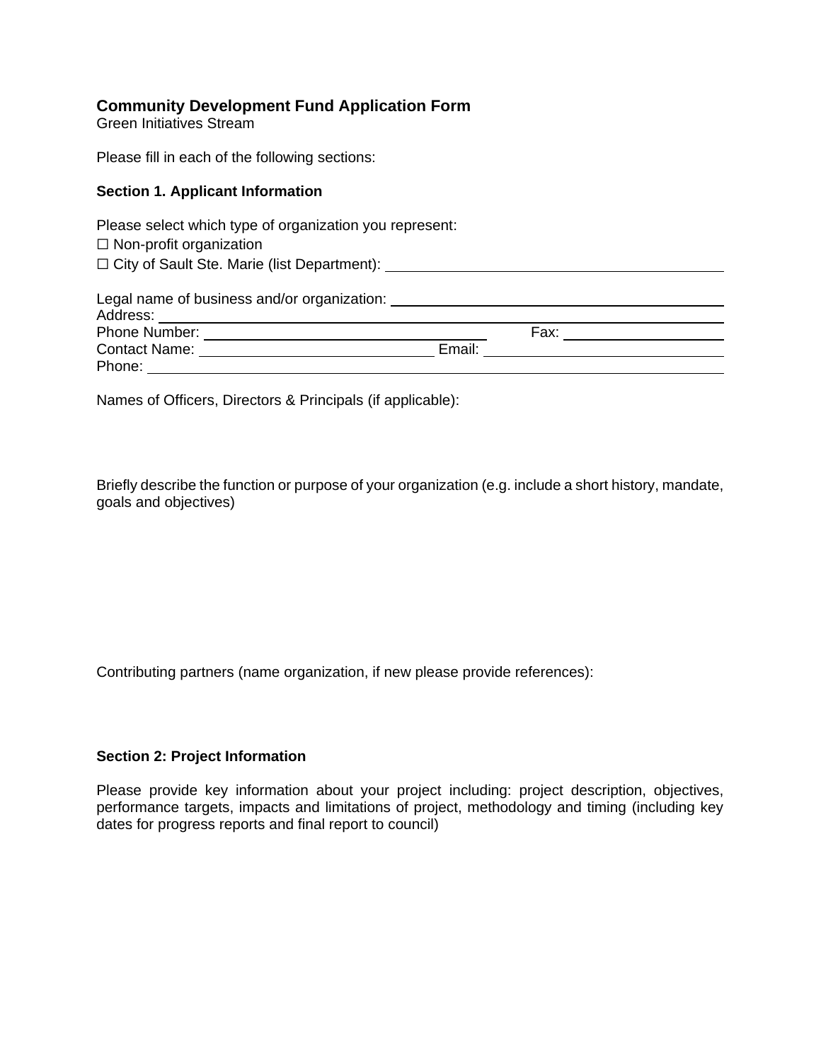**Community Development Fund Application Form**
Green Initiatives Stream

Please fill in each of the following sections:

**Section 1. Applicant Information**

Please select which type of organization you represent:
☐ Non-profit organization
☐ City of Sault Ste. Marie (list Department): ____________________

Legal name of business and/or organization: ____________________
Address: ____________________
Phone Number: ____________________ Fax: ____________________
Contact Name: ____________________ Email: ____________________
Phone: ____________________

Names of Officers, Directors & Principals (if applicable):

Briefly describe the function or purpose of your organization (e.g. include a short history, mandate, goals and objectives)

Contributing partners (name organization, if new please provide references):

**Section 2: Project Information**

Please provide key information about your project including: project description, objectives, performance targets, impacts and limitations of project, methodology and timing (including key dates for progress reports and final report to council)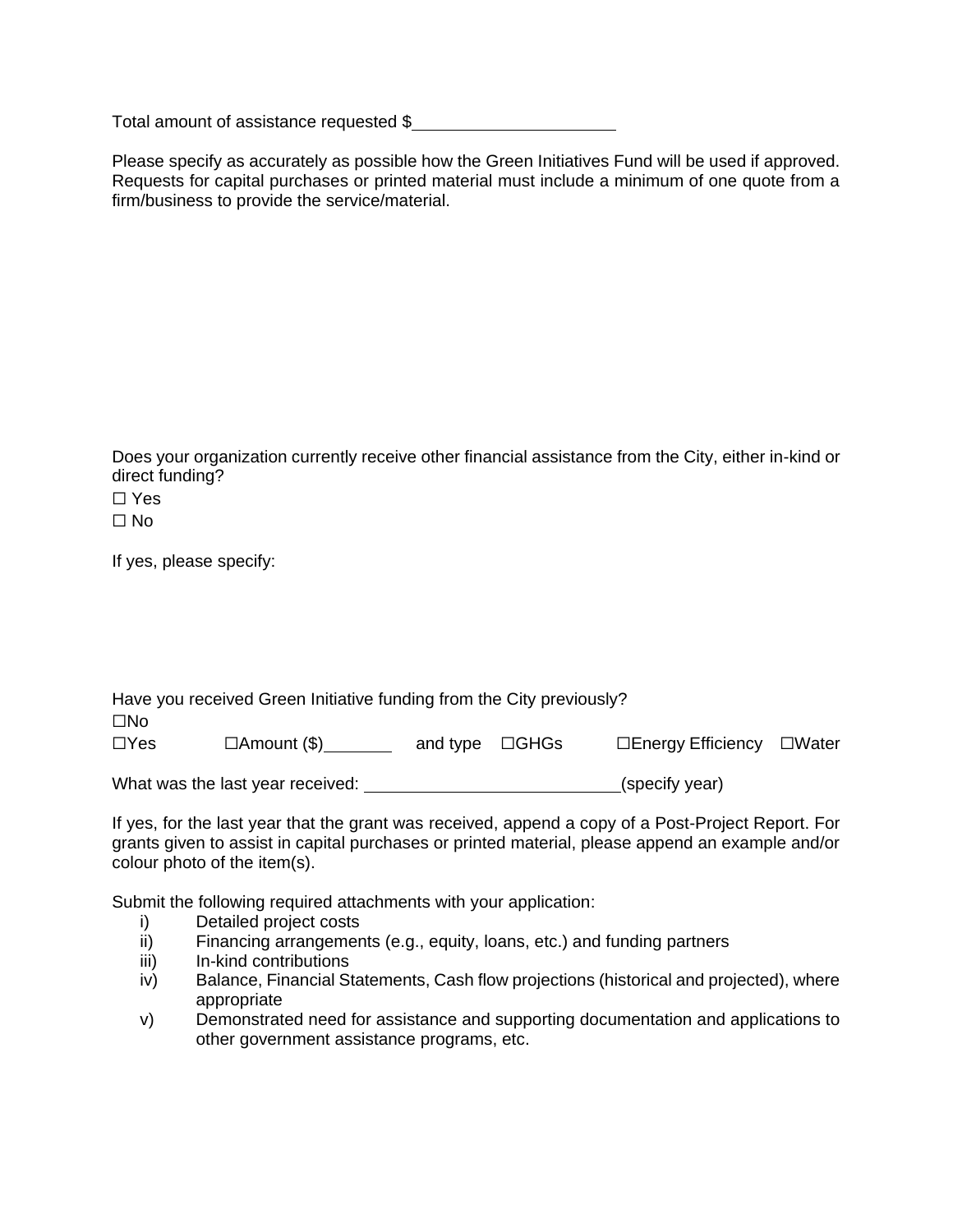Total amount of assistance requested $\_\_\_\_\_\_\_\_\_\_\_\_\_\_\_\_\_\_\_\_\_\_

Please specify as accurately as possible how the Green Initiatives Fund will be used if approved. Requests for capital purchases or printed material must include a minimum of one quote from a firm/business to provide the service/material.

Does your organization currently receive other financial assistance from the City, either in-kind or direct funding?

☐ Yes

☐ No

If yes, please specify:

Have you received Green Initiative funding from the City previously?

☐No

☐Yes ☐Amount ($)\_\_\_\_\_\_\_\_ and type ☐GHGs ☐Energy Efficiency ☐Water

What was the last year received: \_\_\_\_\_\_\_\_\_\_\_\_\_\_\_\_\_\_\_\_\_\_\_\_\_\_\_\_(specify year)

If yes, for the last year that the grant was received, append a copy of a Post-Project Report. For grants given to assist in capital purchases or printed material, please append an example and/or colour photo of the item(s).

Submit the following required attachments with your application:

i) Detailed project costs
ii) Financing arrangements (e.g., equity, loans, etc.) and funding partners
iii) In-kind contributions
iv) Balance, Financial Statements, Cash flow projections (historical and projected), where appropriate
v) Demonstrated need for assistance and supporting documentation and applications to other government assistance programs, etc.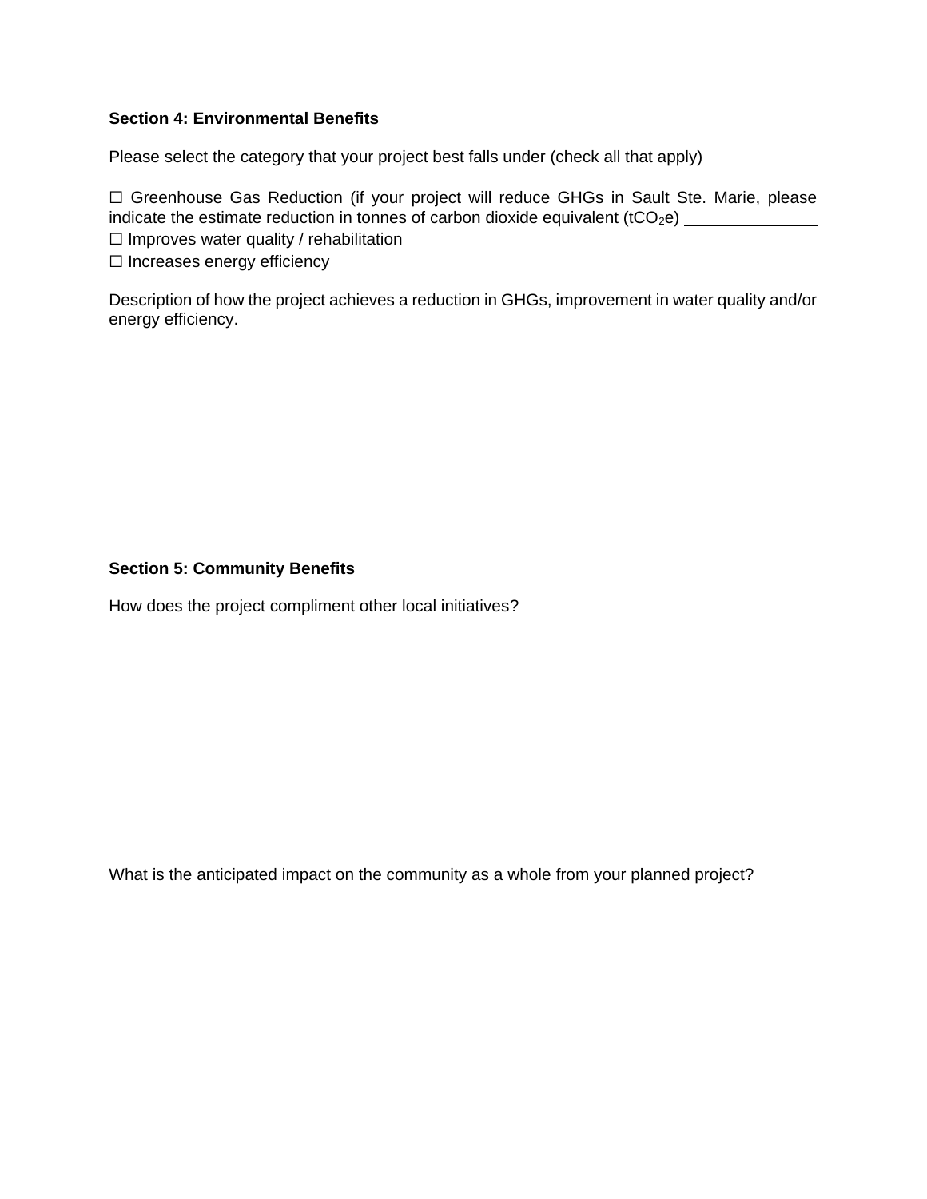**Section 4: Environmental Benefits**

Please select the category that your project best falls under (check all that apply)

☐ Greenhouse Gas Reduction (if your project will reduce GHGs in Sault Ste. Marie, please indicate the estimate reduction in tonnes of carbon dioxide equivalent ($tCO_2e$) \_\_\_\_\_\_\_\_\_\_\_\_\_\_\_

☐ Improves water quality / rehabilitation

☐ Increases energy efficiency

Description of how the project achieves a reduction in GHGs, improvement in water quality and/or energy efficiency.

**Section 5: Community Benefits**

How does the project compliment other local initiatives?

What is the anticipated impact on the community as a whole from your planned project?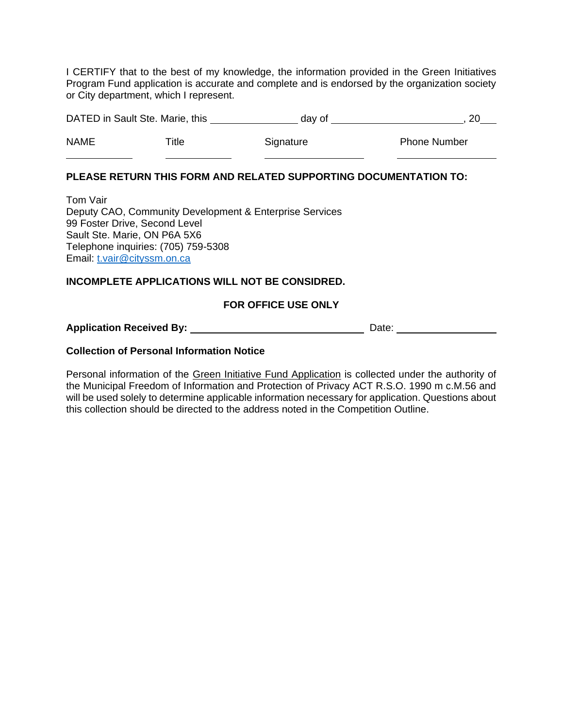I CERTIFY that to the best of my knowledge, the information provided in the Green Initiatives Program Fund application is accurate and complete and is endorsed by the organization society or City department, which I represent.

DATED in Sault Ste. Marie, this ______________ day of ______________________, 20___

| NAME | Title | Signature | Phone Number |
|---|---|---|---|
| ___________ | ___________ | ________________ | ________________ |

**PLEASE RETURN THIS FORM AND RELATED SUPPORTING DOCUMENTATION TO:**

Tom Vair
Deputy CAO, Community Development & Enterprise Services
99 Foster Drive, Second Level
Sault Ste. Marie, ON P6A 5X6
Telephone inquiries: (705) 759-5308
Email: t.vair@cityssm.on.ca

**INCOMPLETE APPLICATIONS WILL NOT BE CONSIDRED.**

**FOR OFFICE USE ONLY**

**Application Received By:** ____________________________ Date: ________________

**Collection of Personal Information Notice**

Personal information of the Green Initiative Fund Application is collected under the authority of the Municipal Freedom of Information and Protection of Privacy ACT R.S.O. 1990 m c.M.56 and will be used solely to determine applicable information necessary for application. Questions about this collection should be directed to the address noted in the Competition Outline.